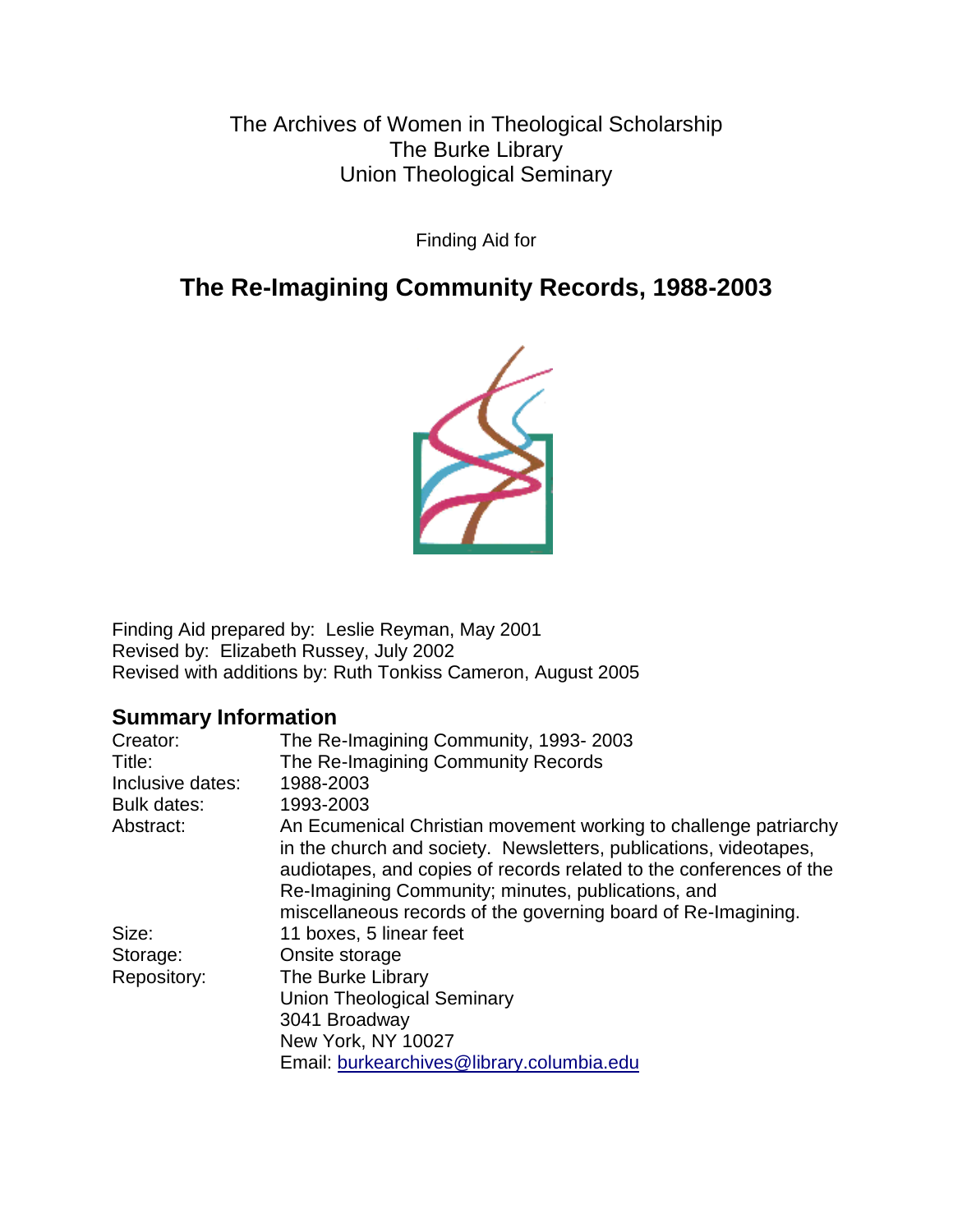The Archives of Women in Theological Scholarship
The Burke Library
Union Theological Seminary

Finding Aid for

# The Re-Imagining Community Records, 1988-2003

Finding Aid prepared by: Leslie Reyman, May 2001
Revised by: Elizabeth Russey, July 2002
Revised with additions by: Ruth Tonkiss Cameron, August 2005

## Summary Information

| | |
|---|---|
| Creator: | The Re-Imagining Community, 1993- 2003 |
| Title: | The Re-Imagining Community Records |
| Inclusive dates: | 1988-2003 |
| Bulk dates: | 1993-2003 |
| Abstract: | An Ecumenical Christian movement working to challenge patriarchy in the church and society. Newsletters, publications, videotapes, audiotapes, and copies of records related to the conferences of the Re-Imagining Community; minutes, publications, and miscellaneous records of the governing board of Re-Imagining. |
| Size: | 11 boxes, 5 linear feet |
| Storage: | Onsite storage |
| Repository: | The Burke Library<br>Union Theological Seminary<br>3041 Broadway<br>New York, NY 10027<br>Email: burkearchives@library.columbia.edu |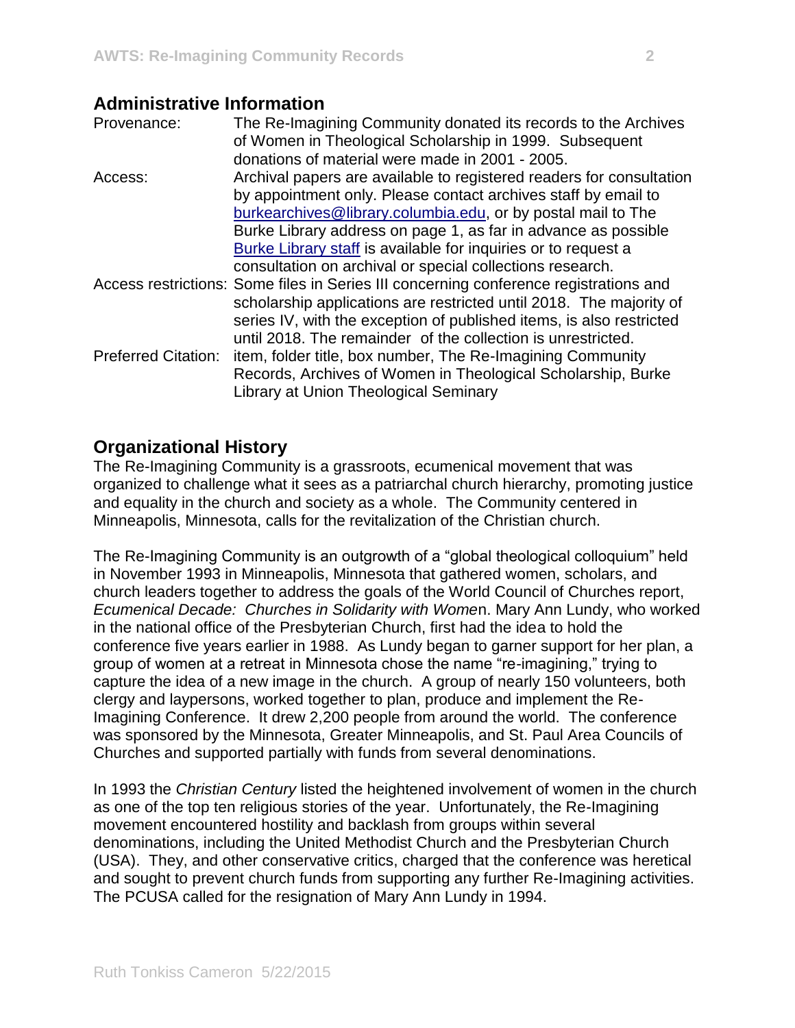## Administrative Information

| | |
|---|---|
| Provenance: | The Re-Imagining Community donated its records to the Archives of Women in Theological Scholarship in 1999. Subsequent donations of material were made in 2001 - 2005. |
| Access: | Archival papers are available to registered readers for consultation by appointment only. Please contact archives staff by email to burkearchives@library.columbia.edu, or by postal mail to The Burke Library address on page 1, as far in advance as possible Burke Library staff is available for inquiries or to request a consultation on archival or special collections research. |
| Access restrictions: | Some files in Series III concerning conference registrations and scholarship applications are restricted until 2018. The majority of series IV, with the exception of published items, is also restricted until 2018. The remainder of the collection is unrestricted. |
| Preferred Citation: | item, folder title, box number, The Re-Imagining Community Records, Archives of Women in Theological Scholarship, Burke Library at Union Theological Seminary |

## Organizational History

The Re-Imagining Community is a grassroots, ecumenical movement that was organized to challenge what it sees as a patriarchal church hierarchy, promoting justice and equality in the church and society as a whole. The Community centered in Minneapolis, Minnesota, calls for the revitalization of the Christian church.

The Re-Imagining Community is an outgrowth of a "global theological colloquium" held in November 1993 in Minneapolis, Minnesota that gathered women, scholars, and church leaders together to address the goals of the World Council of Churches report, *Ecumenical Decade: Churches in Solidarity with Wome*n. Mary Ann Lundy, who worked in the national office of the Presbyterian Church, first had the idea to hold the conference five years earlier in 1988. As Lundy began to garner support for her plan, a group of women at a retreat in Minnesota chose the name "re-imagining," trying to capture the idea of a new image in the church. A group of nearly 150 volunteers, both clergy and laypersons, worked together to plan, produce and implement the Re-Imagining Conference. It drew 2,200 people from around the world. The conference was sponsored by the Minnesota, Greater Minneapolis, and St. Paul Area Councils of Churches and supported partially with funds from several denominations.

In 1993 the *Christian Century* listed the heightened involvement of women in the church as one of the top ten religious stories of the year. Unfortunately, the Re-Imagining movement encountered hostility and backlash from groups within several denominations, including the United Methodist Church and the Presbyterian Church (USA). They, and other conservative critics, charged that the conference was heretical and sought to prevent church funds from supporting any further Re-Imagining activities. The PCUSA called for the resignation of Mary Ann Lundy in 1994.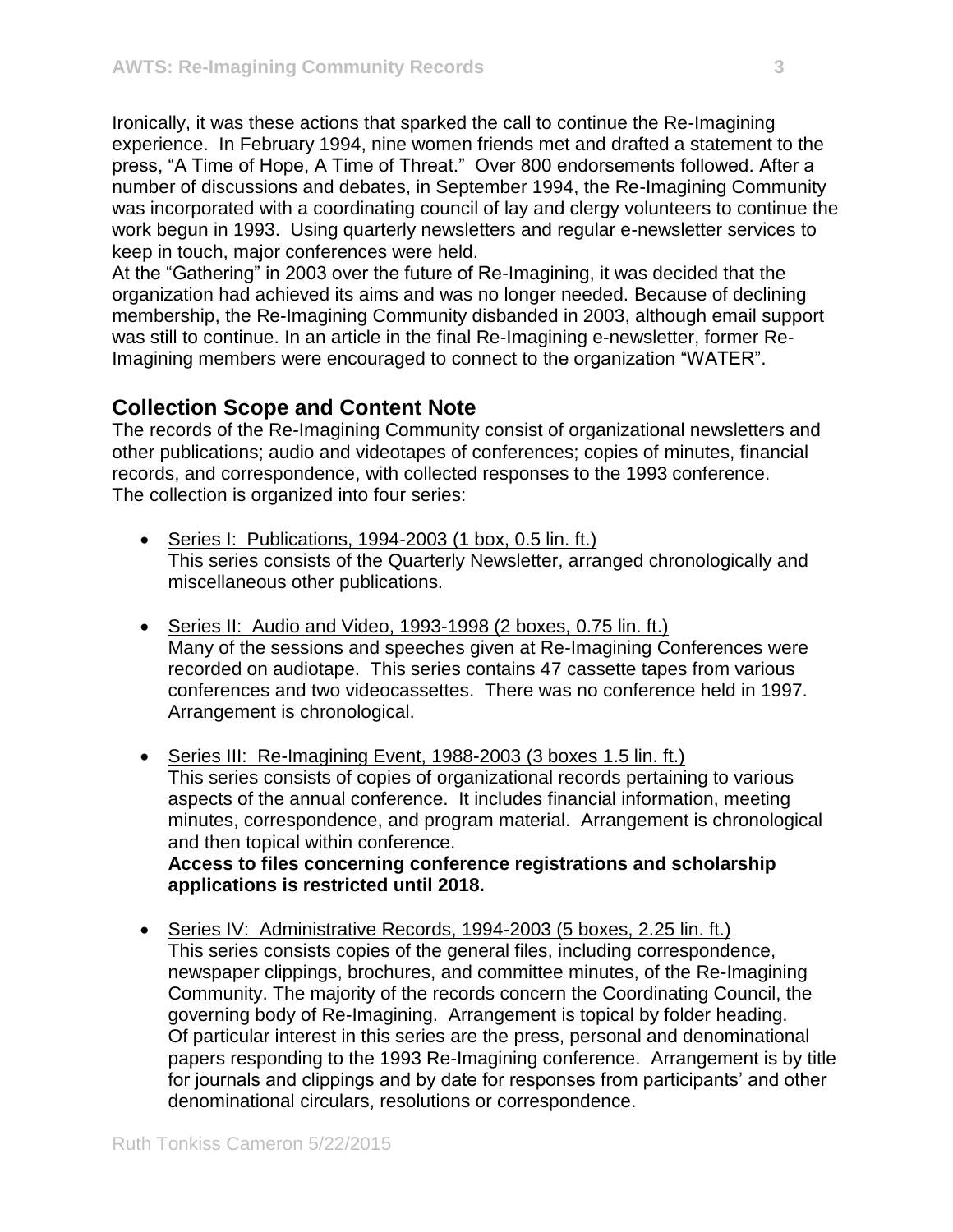Ironically, it was these actions that sparked the call to continue the Re-Imagining experience. In February 1994, nine women friends met and drafted a statement to the press, "A Time of Hope, A Time of Threat." Over 800 endorsements followed. After a number of discussions and debates, in September 1994, the Re-Imagining Community was incorporated with a coordinating council of lay and clergy volunteers to continue the work begun in 1993. Using quarterly newsletters and regular e-newsletter services to keep in touch, major conferences were held.

At the "Gathering" in 2003 over the future of Re-Imagining, it was decided that the organization had achieved its aims and was no longer needed. Because of declining membership, the Re-Imagining Community disbanded in 2003, although email support was still to continue. In an article in the final Re-Imagining e-newsletter, former Re-Imagining members were encouraged to connect to the organization "WATER".

## Collection Scope and Content Note

The records of the Re-Imagining Community consist of organizational newsletters and other publications; audio and videotapes of conferences; copies of minutes, financial records, and correspondence, with collected responses to the 1993 conference.
The collection is organized into four series:

- Series I: Publications, 1994-2003 (1 box, 0.5 lin. ft.)
  This series consists of the Quarterly Newsletter, arranged chronologically and miscellaneous other publications.

- Series II: Audio and Video, 1993-1998 (2 boxes, 0.75 lin. ft.)
  Many of the sessions and speeches given at Re-Imagining Conferences were recorded on audiotape. This series contains 47 cassette tapes from various conferences and two videocassettes. There was no conference held in 1997. Arrangement is chronological.

- Series III: Re-Imagining Event, 1988-2003 (3 boxes 1.5 lin. ft.)
  This series consists of copies of organizational records pertaining to various aspects of the annual conference. It includes financial information, meeting minutes, correspondence, and program material. Arrangement is chronological and then topical within conference.
  **Access to files concerning conference registrations and scholarship applications is restricted until 2018.**

- Series IV: Administrative Records, 1994-2003 (5 boxes, 2.25 lin. ft.)
  This series consists copies of the general files, including correspondence, newspaper clippings, brochures, and committee minutes, of the Re-Imagining Community. The majority of the records concern the Coordinating Council, the governing body of Re-Imagining. Arrangement is topical by folder heading.
  Of particular interest in this series are the press, personal and denominational papers responding to the 1993 Re-Imagining conference. Arrangement is by title for journals and clippings and by date for responses from participants' and other denominational circulars, resolutions or correspondence.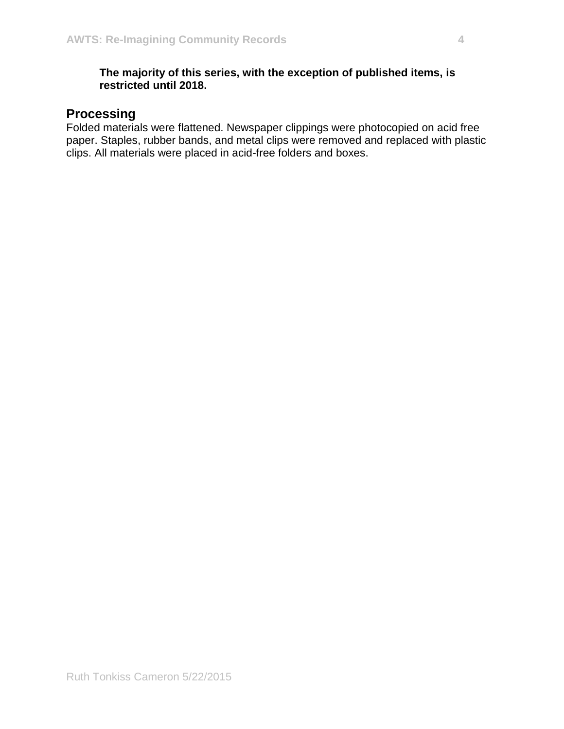**The majority of this series, with the exception of published items, is restricted until 2018.**

## Processing

Folded materials were flattened. Newspaper clippings were photocopied on acid free paper. Staples, rubber bands, and metal clips were removed and replaced with plastic clips. All materials were placed in acid-free folders and boxes.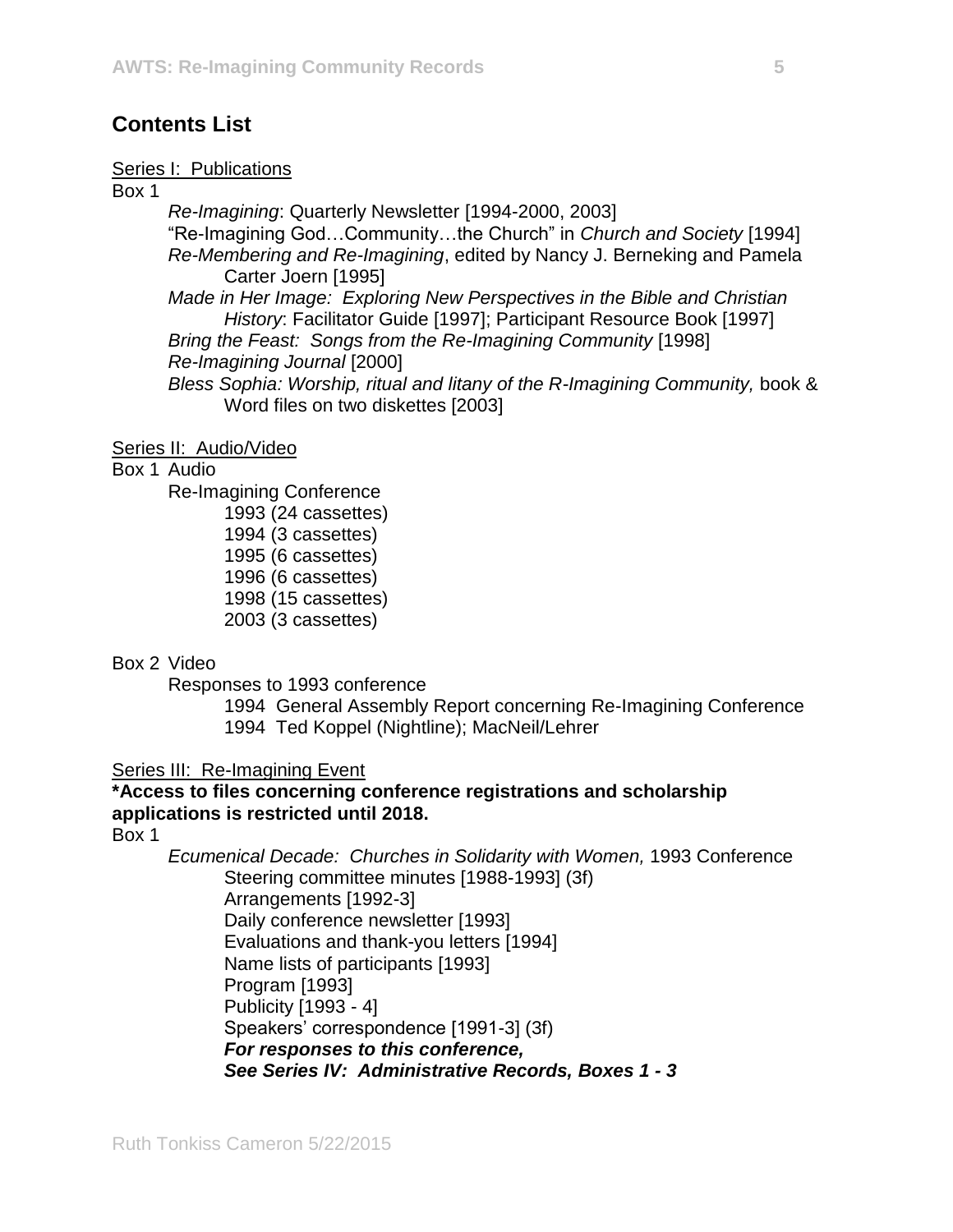## Contents List

Series I: Publications

Box 1

- *Re-Imagining*: Quarterly Newsletter [1994-2000, 2003]
- "Re-Imagining God…Community…the Church" in *Church and Society* [1994]
- *Re-Membering and Re-Imagining*, edited by Nancy J. Berneking and Pamela Carter Joern [1995]
- *Made in Her Image: Exploring New Perspectives in the Bible and Christian History*: Facilitator Guide [1997]; Participant Resource Book [1997]
- *Bring the Feast: Songs from the Re-Imagining Community* [1998]
- *Re-Imagining Journal* [2000]
- *Bless Sophia: Worship, ritual and litany of the R-Imagining Community,* book & Word files on two diskettes [2003]

Series II: Audio/Video

Box 1 Audio

- Re-Imagining Conference
  - 1993 (24 cassettes)
  - 1994 (3 cassettes)
  - 1995 (6 cassettes)
  - 1996 (6 cassettes)
  - 1998 (15 cassettes)
  - 2003 (3 cassettes)

Box 2 Video

- Responses to 1993 conference
  - 1994 General Assembly Report concerning Re-Imagining Conference
  - 1994 Ted Koppel (Nightline); MacNeil/Lehrer

Series III: Re-Imagining Event

**\*Access to files concerning conference registrations and scholarship applications is restricted until 2018.**

Box 1

- *Ecumenical Decade: Churches in Solidarity with Women,* 1993 Conference
  - Steering committee minutes [1988-1993] (3f)
  - Arrangements [1992-3]
  - Daily conference newsletter [1993]
  - Evaluations and thank-you letters [1994]
  - Name lists of participants [1993]
  - Program [1993]
  - Publicity [1993 - 4]
  - Speakers' correspondence [1991-3] (3f)
  - ***For responses to this conference,***
    ***See Series IV: Administrative Records, Boxes 1 - 3***

Ruth Tonkiss Cameron 5/22/2015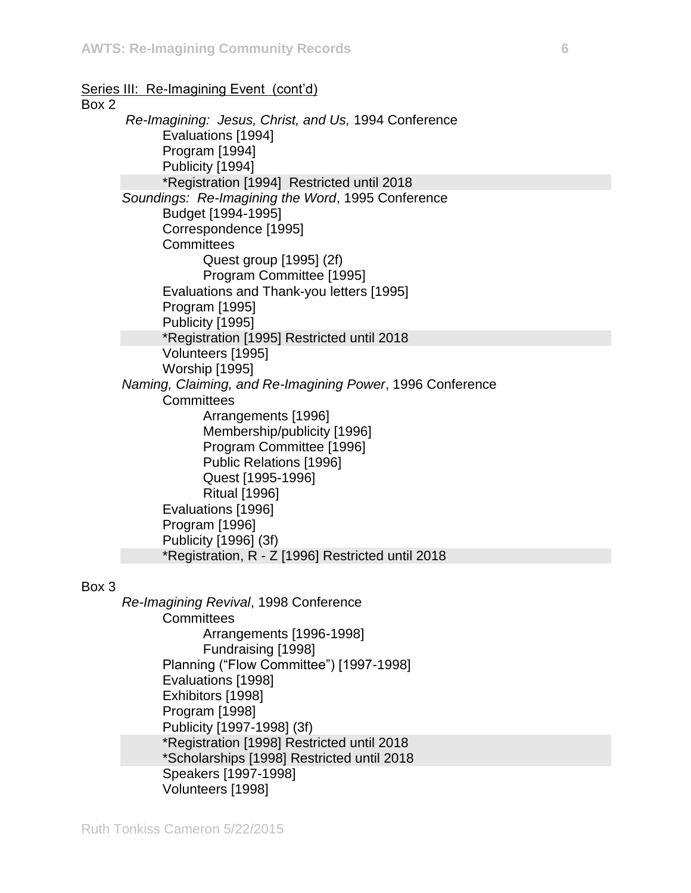Series III: Re-Imagining Event (cont'd)

Box 2

- *Re-Imagining: Jesus, Christ, and Us,* 1994 Conference
  - Evaluations [1994]
  - Program [1994]
  - Publicity [1994]
  - *Registration [1994] Restricted until 2018
- *Soundings: Re-Imagining the Word*, 1995 Conference
  - Budget [1994-1995]
  - Correspondence [1995]
  - Committees
    - Quest group [1995] (2f)
    - Program Committee [1995]
  - Evaluations and Thank-you letters [1995]
  - Program [1995]
  - Publicity [1995]
  - *Registration [1995] Restricted until 2018
  - Volunteers [1995]
  - Worship [1995]
- *Naming, Claiming, and Re-Imagining Power*, 1996 Conference
  - Committees
    - Arrangements [1996]
    - Membership/publicity [1996]
    - Program Committee [1996]
    - Public Relations [1996]
    - Quest [1995-1996]
    - Ritual [1996]
  - Evaluations [1996]
  - Program [1996]
  - Publicity [1996] (3f)
  - *Registration, R - Z [1996] Restricted until 2018

Box 3

- *Re-Imagining Revival*, 1998 Conference
  - Committees
    - Arrangements [1996-1998]
    - Fundraising [1998]
  - Planning ("Flow Committee") [1997-1998]
  - Evaluations [1998]
  - Exhibitors [1998]
  - Program [1998]
  - Publicity [1997-1998] (3f)
  - *Registration [1998] Restricted until 2018
  - *Scholarships [1998] Restricted until 2018
  - Speakers [1997-1998]
  - Volunteers [1998]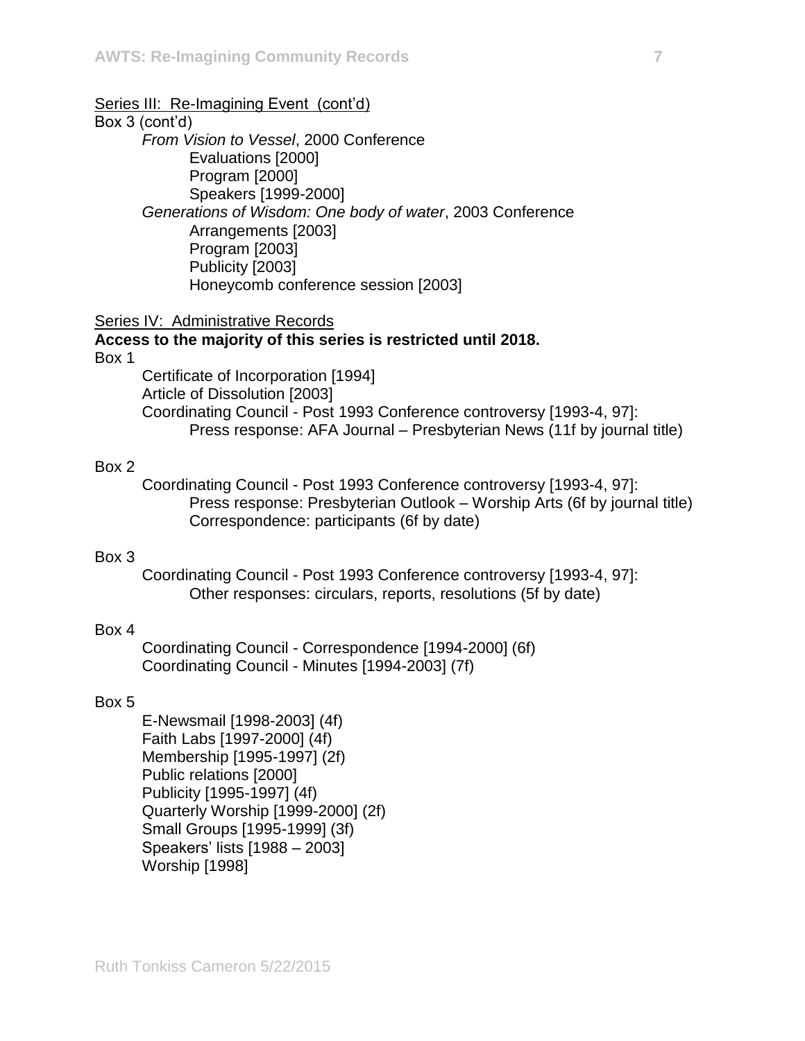Series III: Re-Imagining Event (cont'd)

Box 3 (cont'd)

*From Vision to Vessel*, 2000 Conference
- Evaluations [2000]
- Program [2000]
- Speakers [1999-2000]

*Generations of Wisdom: One body of water*, 2003 Conference
- Arrangements [2003]
- Program [2003]
- Publicity [2003]
- Honeycomb conference session [2003]

Series IV: Administrative Records

**Access to the majority of this series is restricted until 2018.**

Box 1
- Certificate of Incorporation [1994]
- Article of Dissolution [2003]
- Coordinating Council - Post 1993 Conference controversy [1993-4, 97]:
  - Press response: AFA Journal – Presbyterian News (11f by journal title)

Box 2
- Coordinating Council - Post 1993 Conference controversy [1993-4, 97]:
  - Press response: Presbyterian Outlook – Worship Arts (6f by journal title)
  - Correspondence: participants (6f by date)

Box 3
- Coordinating Council - Post 1993 Conference controversy [1993-4, 97]:
  - Other responses: circulars, reports, resolutions (5f by date)

Box 4
- Coordinating Council - Correspondence [1994-2000] (6f)
- Coordinating Council - Minutes [1994-2003] (7f)

Box 5
- E-Newsmail [1998-2003] (4f)
- Faith Labs [1997-2000] (4f)
- Membership [1995-1997] (2f)
- Public relations [2000]
- Publicity [1995-1997] (4f)
- Quarterly Worship [1999-2000] (2f)
- Small Groups [1995-1999] (3f)
- Speakers' lists [1988 – 2003]
- Worship [1998]

Ruth Tonkiss Cameron 5/22/2015